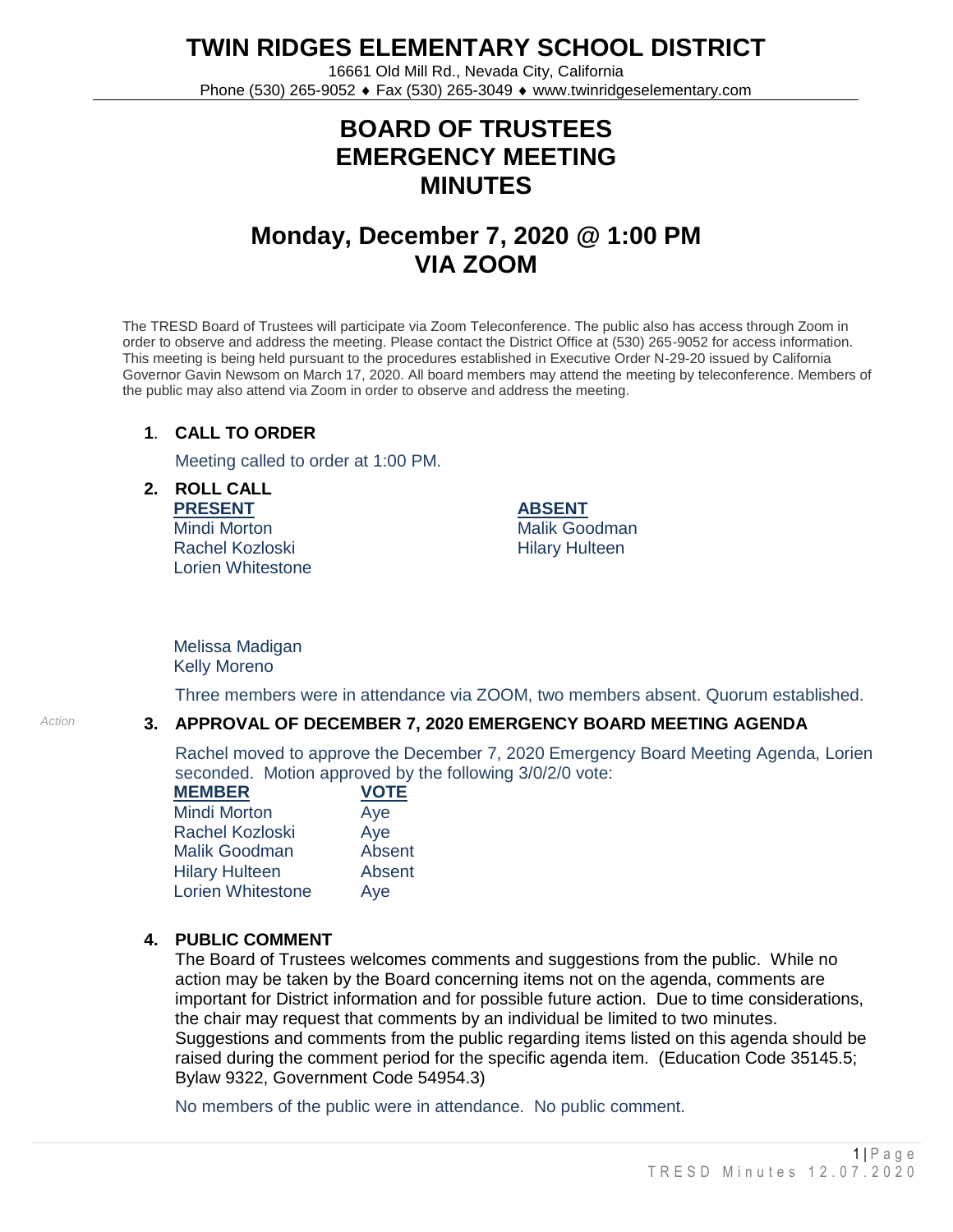# TWIN RIDGES ELEMENTARY SCHOOL DISTRICT

16661 Old Mill Rd., Nevada City, California
Phone (530) 265-9052 ♦ Fax (530) 265-3049 ♦ www.twinridgeselementary.com

# BOARD OF TRUSTEES EMERGENCY MEETING MINUTES

## Monday, December 7, 2020 @ 1:00 PM VIA ZOOM

The TRESD Board of Trustees will participate via Zoom Teleconference. The public also has access through Zoom in order to observe and address the meeting. Please contact the District Office at (530) 265-9052 for access information. This meeting is being held pursuant to the procedures established in Executive Order N-29-20 issued by California Governor Gavin Newsom on March 17, 2020. All board members may attend the meeting by teleconference. Members of the public may also attend via Zoom in order to observe and address the meeting.

**1. CALL TO ORDER**

Meeting called to order at 1:00 PM.

**2. ROLL CALL**

| PRESENT | ABSENT |
|---|---|
| Mindi Morton | Malik Goodman |
| Rachel Kozloski | Hilary Hulteen |
| Lorien Whitestone | |

Melissa Madigan
Kelly Moreno

Three members were in attendance via ZOOM, two members absent. Quorum established.

*Action*

**3. APPROVAL OF DECEMBER 7, 2020 EMERGENCY BOARD MEETING AGENDA**

Rachel moved to approve the December 7, 2020 Emergency Board Meeting Agenda, Lorien seconded. Motion approved by the following 3/0/2/0 vote:

| MEMBER | VOTE |
|---|---|
| Mindi Morton | Aye |
| Rachel Kozloski | Aye |
| Malik Goodman | Absent |
| Hilary Hulteen | Absent |
| Lorien Whitestone | Aye |

**4. PUBLIC COMMENT**

The Board of Trustees welcomes comments and suggestions from the public. While no action may be taken by the Board concerning items not on the agenda, comments are important for District information and for possible future action. Due to time considerations, the chair may request that comments by an individual be limited to two minutes. Suggestions and comments from the public regarding items listed on this agenda should be raised during the comment period for the specific agenda item. (Education Code 35145.5; Bylaw 9322, Government Code 54954.3)

No members of the public were in attendance. No public comment.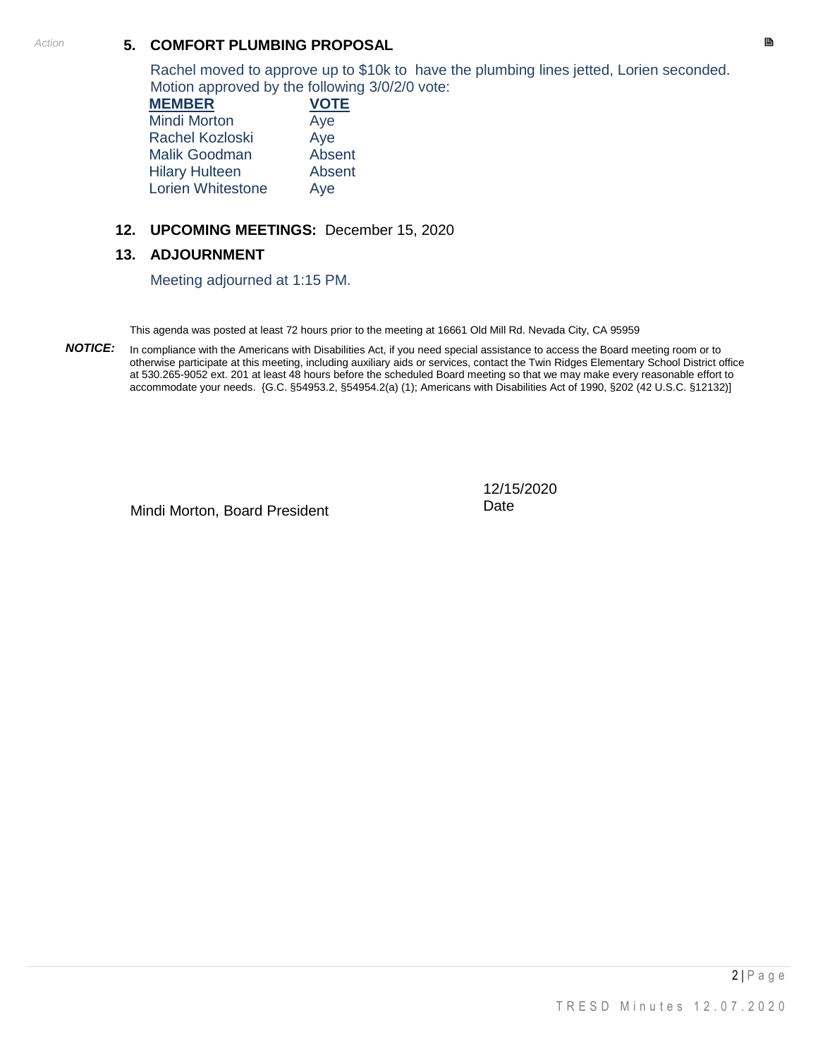*Action*

### 5. COMFORT PLUMBING PROPOSAL

Rachel moved to approve up to $10k to have the plumbing lines jetted, Lorien seconded. Motion approved by the following 3/0/2/0 vote:

| MEMBER | VOTE |
| --- | --- |
| Mindi Morton | Aye |
| Rachel Kozloski | Aye |
| Malik Goodman | Absent |
| Hilary Hulteen | Absent |
| Lorien Whitestone | Aye |

### 12. UPCOMING MEETINGS: December 15, 2020

### 13. ADJOURNMENT

Meeting adjourned at 1:15 PM.

This agenda was posted at least 72 hours prior to the meeting at 16661 Old Mill Rd. Nevada City, CA 95959

***NOTICE:*** In compliance with the Americans with Disabilities Act, if you need special assistance to access the Board meeting room or to otherwise participate at this meeting, including auxiliary aids or services, contact the Twin Ridges Elementary School District office at 530.265-9052 ext. 201 at least 48 hours before the scheduled Board meeting so that we may make every reasonable effort to accommodate your needs. {G.C. §54953.2, §54954.2(a) (1); Americans with Disabilities Act of 1990, §202 (42 U.S.C. §12132)]

Mindi Morton, Board President

12/15/2020
Date